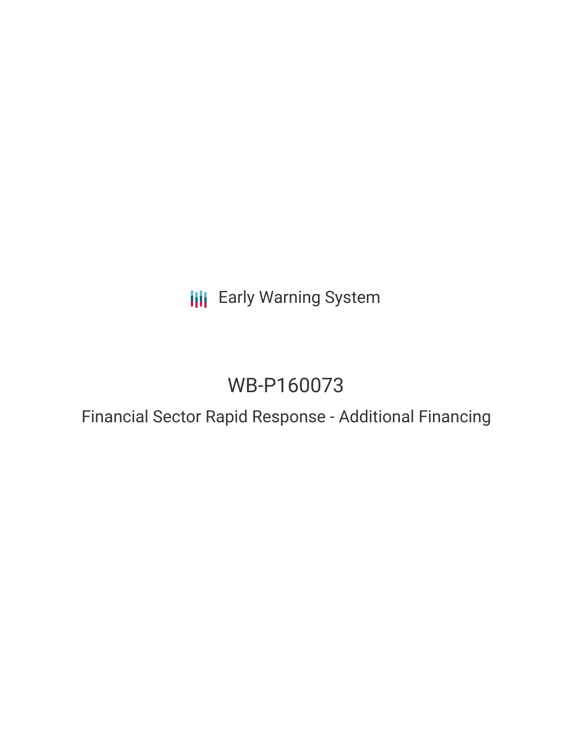Early Warning System

# WB-P160073

## Financial Sector Rapid Response - Additional Financing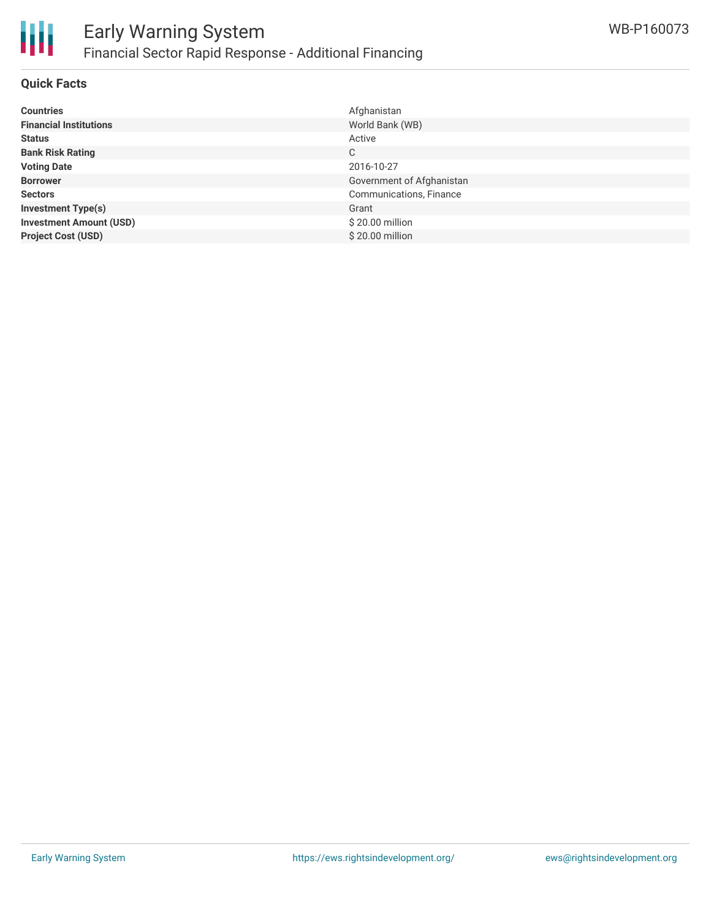# Early Warning System

## Financial Sector Rapid Response - Additional Financing

WB-P160073

### Quick Facts

| | |
|---|---|
| **Countries** | Afghanistan |
| **Financial Institutions** | World Bank (WB) |
| **Status** | Active |
| **Bank Risk Rating** | C |
| **Voting Date** | 2016-10-27 |
| **Borrower** | Government of Afghanistan |
| **Sectors** | Communications, Finance |
| **Investment Type(s)** | Grant |
| **Investment Amount (USD)** | $ 20.00 million |
| **Project Cost (USD)** | $ 20.00 million |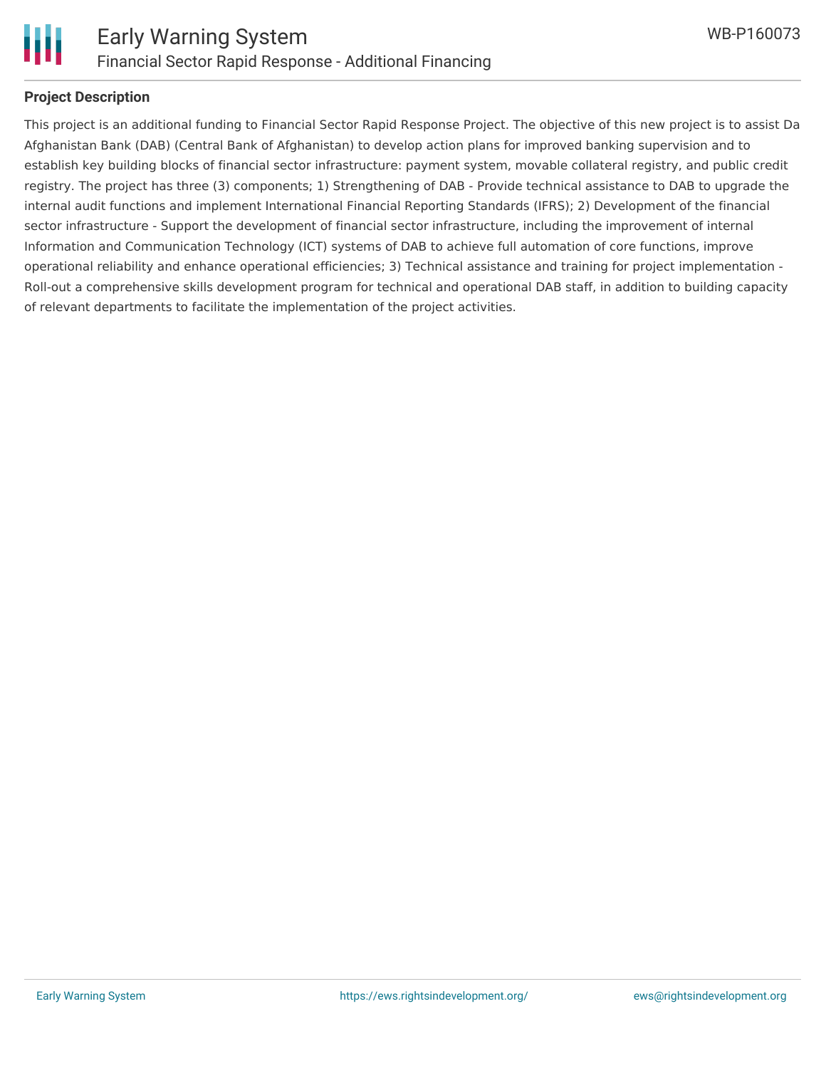## Project Description

This project is an additional funding to Financial Sector Rapid Response Project. The objective of this new project is to assist Da Afghanistan Bank (DAB) (Central Bank of Afghanistan) to develop action plans for improved banking supervision and to establish key building blocks of financial sector infrastructure: payment system, movable collateral registry, and public credit registry. The project has three (3) components; 1) Strengthening of DAB - Provide technical assistance to DAB to upgrade the internal audit functions and implement International Financial Reporting Standards (IFRS); 2) Development of the financial sector infrastructure - Support the development of financial sector infrastructure, including the improvement of internal Information and Communication Technology (ICT) systems of DAB to achieve full automation of core functions, improve operational reliability and enhance operational efficiencies; 3) Technical assistance and training for project implementation - Roll-out a comprehensive skills development program for technical and operational DAB staff, in addition to building capacity of relevant departments to facilitate the implementation of the project activities.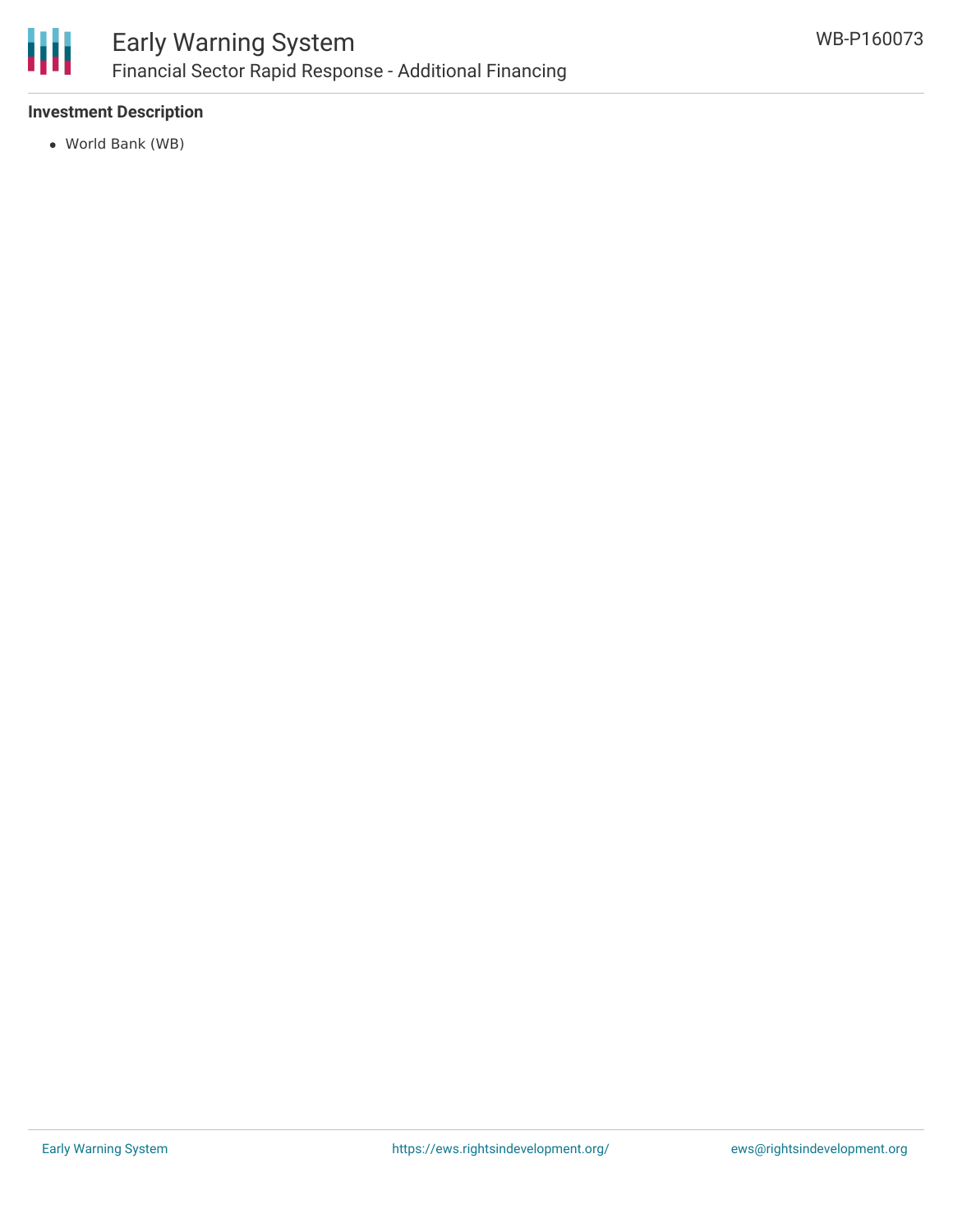### Investment Description

- World Bank (WB)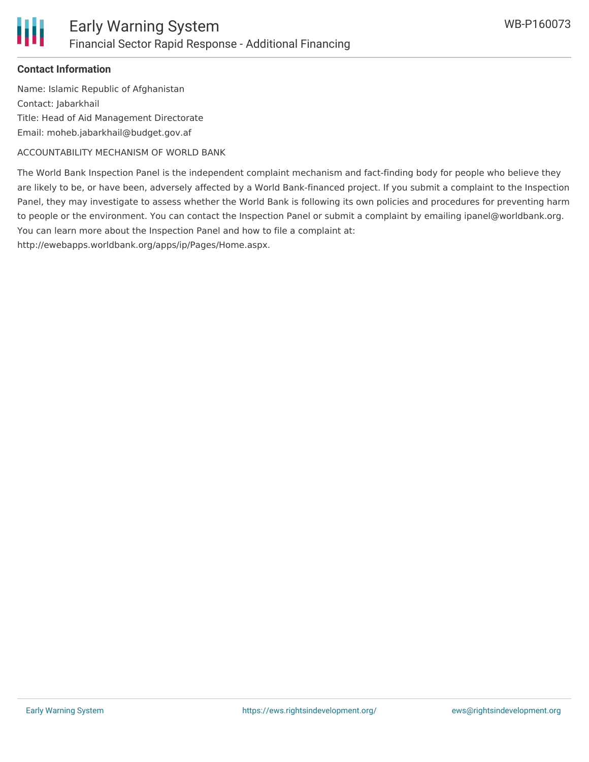**Contact Information**

Name: Islamic Republic of Afghanistan
Contact: Jabarkhail
Title: Head of Aid Management Directorate
Email: moheb.jabarkhail@budget.gov.af

ACCOUNTABILITY MECHANISM OF WORLD BANK

The World Bank Inspection Panel is the independent complaint mechanism and fact-finding body for people who believe they are likely to be, or have been, adversely affected by a World Bank-financed project. If you submit a complaint to the Inspection Panel, they may investigate to assess whether the World Bank is following its own policies and procedures for preventing harm to people or the environment. You can contact the Inspection Panel or submit a complaint by emailing ipanel@worldbank.org. You can learn more about the Inspection Panel and how to file a complaint at: http://ewebapps.worldbank.org/apps/ip/Pages/Home.aspx.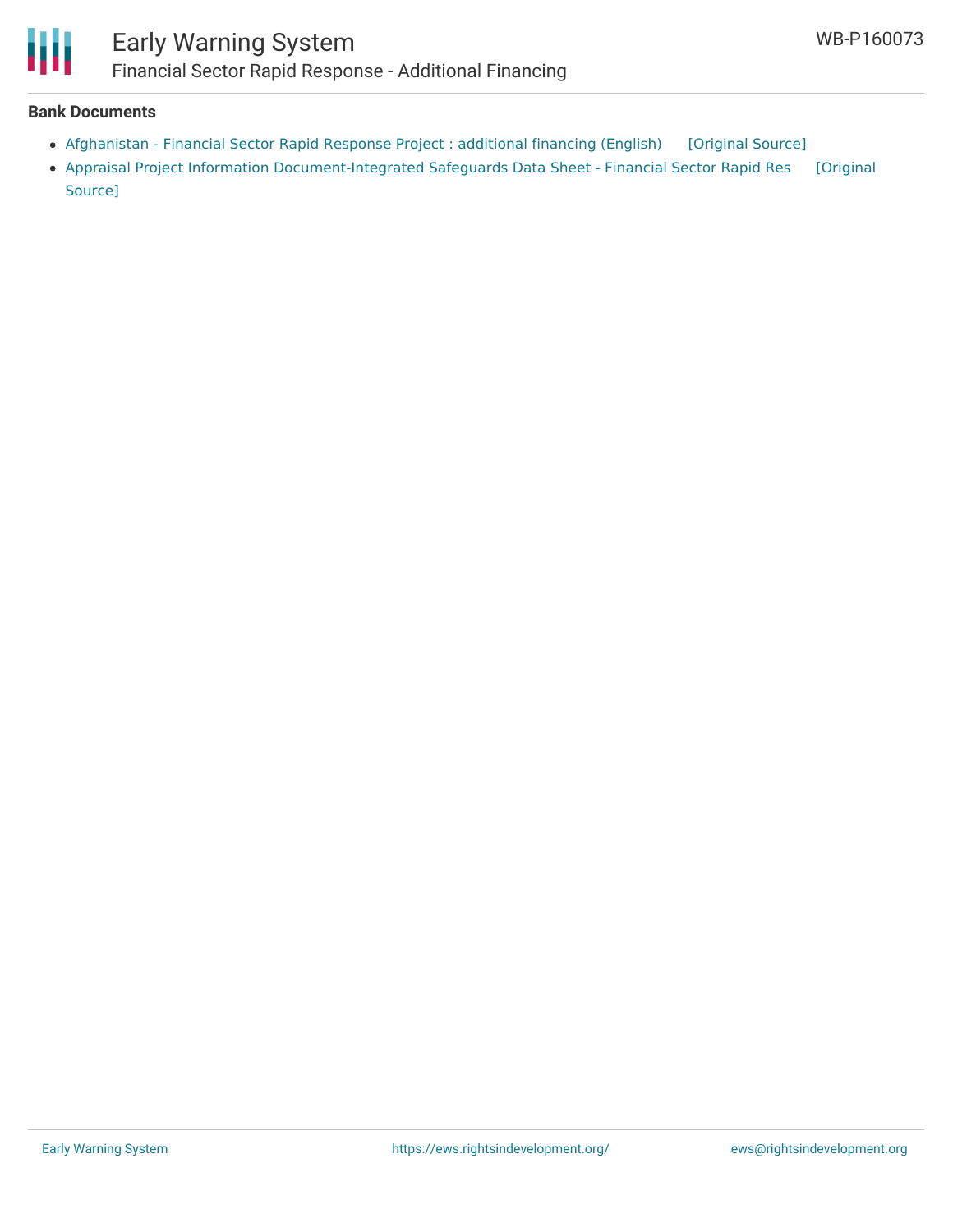## Bank Documents

- Afghanistan - Financial Sector Rapid Response Project : additional financing (English) [Original Source]
- Appraisal Project Information Document-Integrated Safeguards Data Sheet - Financial Sector Rapid Res [Original Source]